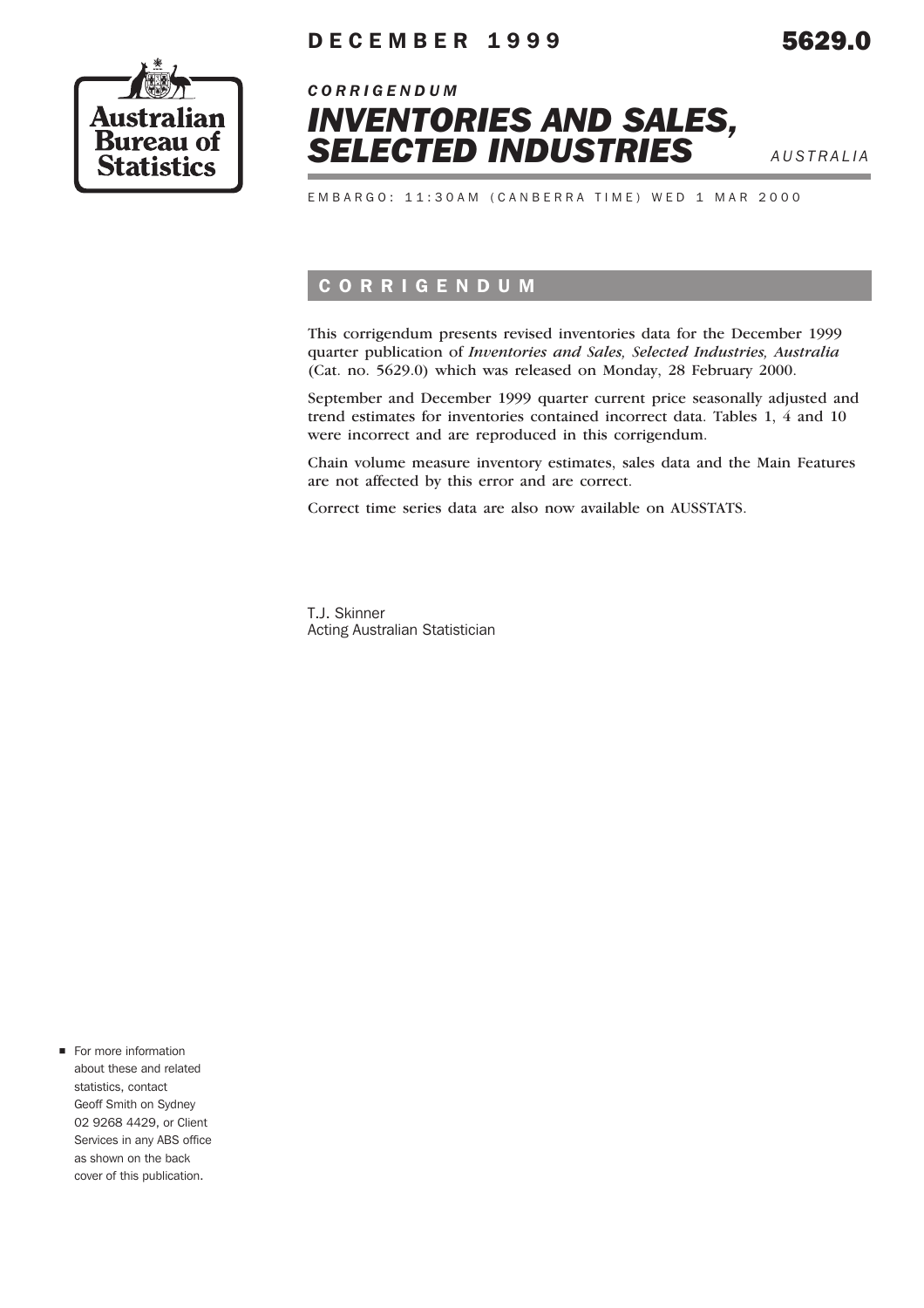DECEMBER 1999 **5629.0**

Australian Bureau of Statistics

*CORRIGENDUM*

# *INVENTORIES AND SALES, SELECTED INDUSTRIES*

*AUSTRALIA*

EMBARGO: 11:30AM (CANBERRA TIME) WED 1 MAR 2000

## CORRIGENDUM

This corrigendum presents revised inventories data for the December 1999 quarter publication of *Inventories and Sales, Selected Industries, Australia* (Cat. no. 5629.0) which was released on Monday, 28 February 2000.

September and December 1999 quarter current price seasonally adjusted and trend estimates for inventories contained incorrect data. Tables 1, 4 and 10 were incorrect and are reproduced in this corrigendum.

Chain volume measure inventory estimates, sales data and the Main Features are not affected by this error and are correct.

Correct time series data are also now available on AUSSTATS.

T.J. Skinner
Acting Australian Statistician

- For more information about these and related statistics, contact Geoff Smith on Sydney 02 9268 4429, or Client Services in any ABS office as shown on the back cover of this publication.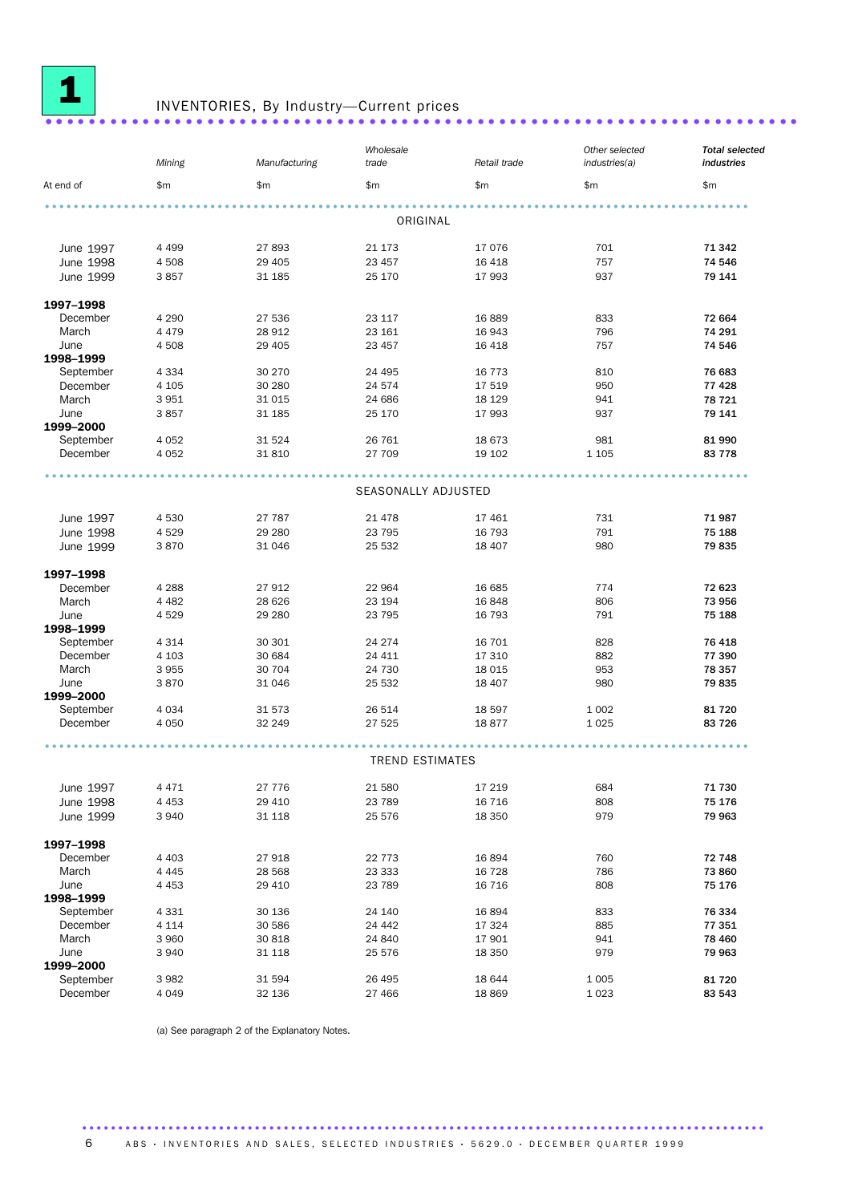# 1 INVENTORIES, By Industry—Current prices

| At end of | Mining | Manufacturing | Wholesale trade | Retail trade | Other selected industries(a) | **Total selected industries** |
|---|---|---|---|---|---|---|
| | $m | $m | $m | $m | $m | $m |
| | | | ORIGINAL | | | |
| June 1997 | 4 499 | 27 893 | 21 173 | 17 076 | 701 | **71 342** |
| June 1998 | 4 508 | 29 405 | 23 457 | 16 418 | 757 | **74 546** |
| June 1999 | 3 857 | 31 185 | 25 170 | 17 993 | 937 | **79 141** |
| **1997–1998** | | | | | | |
| December | 4 290 | 27 536 | 23 117 | 16 889 | 833 | **72 664** |
| March | 4 479 | 28 912 | 23 161 | 16 943 | 796 | **74 291** |
| June | 4 508 | 29 405 | 23 457 | 16 418 | 757 | **74 546** |
| **1998–1999** | | | | | | |
| September | 4 334 | 30 270 | 24 495 | 16 773 | 810 | **76 683** |
| December | 4 105 | 30 280 | 24 574 | 17 519 | 950 | **77 428** |
| March | 3 951 | 31 015 | 24 686 | 18 129 | 941 | **78 721** |
| June | 3 857 | 31 185 | 25 170 | 17 993 | 937 | **79 141** |
| **1999–2000** | | | | | | |
| September | 4 052 | 31 524 | 26 761 | 18 673 | 981 | **81 990** |
| December | 4 052 | 31 810 | 27 709 | 19 102 | 1 105 | **83 778** |
| | | | SEASONALLY ADJUSTED | | | |
| June 1997 | 4 530 | 27 787 | 21 478 | 17 461 | 731 | **71 987** |
| June 1998 | 4 529 | 29 280 | 23 795 | 16 793 | 791 | **75 188** |
| June 1999 | 3 870 | 31 046 | 25 532 | 18 407 | 980 | **79 835** |
| **1997–1998** | | | | | | |
| December | 4 288 | 27 912 | 22 964 | 16 685 | 774 | **72 623** |
| March | 4 482 | 28 626 | 23 194 | 16 848 | 806 | **73 956** |
| June | 4 529 | 29 280 | 23 795 | 16 793 | 791 | **75 188** |
| **1998–1999** | | | | | | |
| September | 4 314 | 30 301 | 24 274 | 16 701 | 828 | **76 418** |
| December | 4 103 | 30 684 | 24 411 | 17 310 | 882 | **77 390** |
| March | 3 955 | 30 704 | 24 730 | 18 015 | 953 | **78 357** |
| June | 3 870 | 31 046 | 25 532 | 18 407 | 980 | **79 835** |
| **1999–2000** | | | | | | |
| September | 4 034 | 31 573 | 26 514 | 18 597 | 1 002 | **81 720** |
| December | 4 050 | 32 249 | 27 525 | 18 877 | 1 025 | **83 726** |
| | | | TREND ESTIMATES | | | |
| June 1997 | 4 471 | 27 776 | 21 580 | 17 219 | 684 | **71 730** |
| June 1998 | 4 453 | 29 410 | 23 789 | 16 716 | 808 | **75 176** |
| June 1999 | 3 940 | 31 118 | 25 576 | 18 350 | 979 | **79 963** |
| **1997–1998** | | | | | | |
| December | 4 403 | 27 918 | 22 773 | 16 894 | 760 | **72 748** |
| March | 4 445 | 28 568 | 23 333 | 16 728 | 786 | **73 860** |
| June | 4 453 | 29 410 | 23 789 | 16 716 | 808 | **75 176** |
| **1998–1999** | | | | | | |
| September | 4 331 | 30 136 | 24 140 | 16 894 | 833 | **76 334** |
| December | 4 114 | 30 586 | 24 442 | 17 324 | 885 | **77 351** |
| March | 3 960 | 30 818 | 24 840 | 17 901 | 941 | **78 460** |
| June | 3 940 | 31 118 | 25 576 | 18 350 | 979 | **79 963** |
| **1999–2000** | | | | | | |
| September | 3 982 | 31 594 | 26 495 | 18 644 | 1 005 | **81 720** |
| December | 4 049 | 32 136 | 27 466 | 18 869 | 1 023 | **83 543** |

(a) See paragraph 2 of the Explanatory Notes.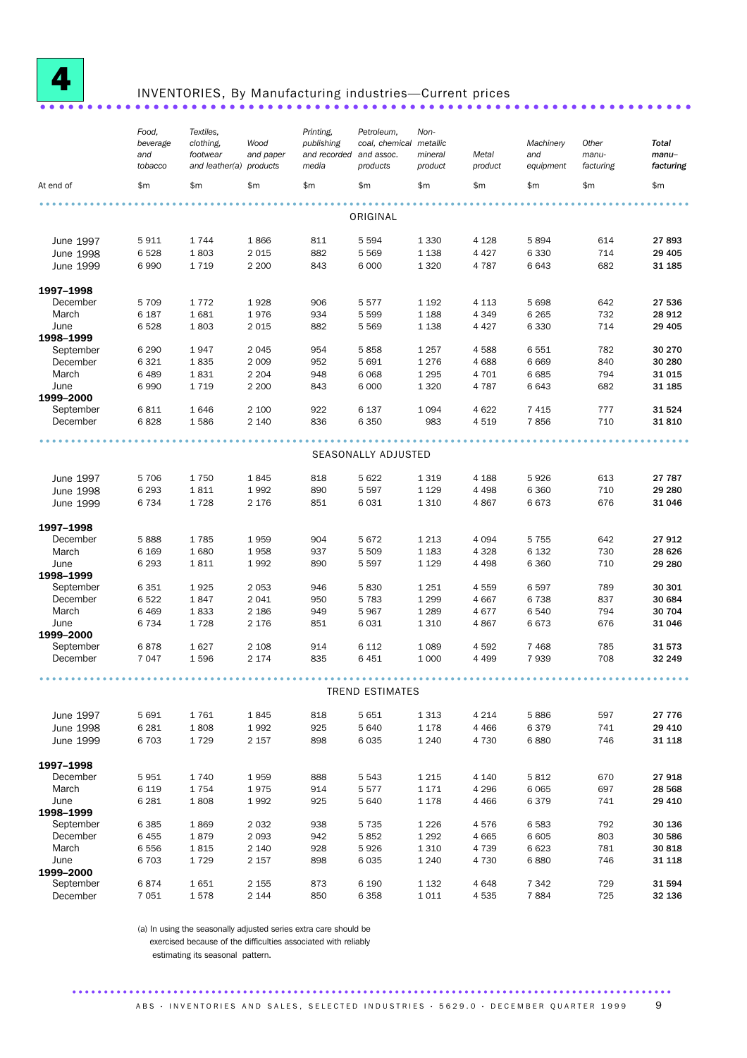# 4 INVENTORIES, By Manufacturing industries—Current prices

| At end of | Food, beverage and tobacco $m | Textiles, clothing, footwear and leather(a) $m | Wood and paper products $m | Printing, publishing and recorded media $m | Petroleum, coal, chemical and assoc. products $m | Non-metallic mineral product $m | Metal product $m | Machinery and equipment $m | Other manu-facturing $m | **Total manu-facturing** $m |
|---|---|---|---|---|---|---|---|---|---|---|
| | | | | | **ORIGINAL** | | | | | |
| June 1997 | 5 911 | 1 744 | 1 866 | 811 | 5 594 | 1 330 | 4 128 | 5 894 | 614 | **27 893** |
| June 1998 | 6 528 | 1 803 | 2 015 | 882 | 5 569 | 1 138 | 4 427 | 6 330 | 714 | **29 405** |
| June 1999 | 6 990 | 1 719 | 2 200 | 843 | 6 000 | 1 320 | 4 787 | 6 643 | 682 | **31 185** |
| **1997–1998** | | | | | | | | | | |
| December | 5 709 | 1 772 | 1 928 | 906 | 5 577 | 1 192 | 4 113 | 5 698 | 642 | **27 536** |
| March | 6 187 | 1 681 | 1 976 | 934 | 5 599 | 1 188 | 4 349 | 6 265 | 732 | **28 912** |
| June | 6 528 | 1 803 | 2 015 | 882 | 5 569 | 1 138 | 4 427 | 6 330 | 714 | **29 405** |
| **1998–1999** | | | | | | | | | | |
| September | 6 290 | 1 947 | 2 045 | 954 | 5 858 | 1 257 | 4 588 | 6 551 | 782 | **30 270** |
| December | 6 321 | 1 835 | 2 009 | 952 | 5 691 | 1 276 | 4 688 | 6 669 | 840 | **30 280** |
| March | 6 489 | 1 831 | 2 204 | 948 | 6 068 | 1 295 | 4 701 | 6 685 | 794 | **31 015** |
| June | 6 990 | 1 719 | 2 200 | 843 | 6 000 | 1 320 | 4 787 | 6 643 | 682 | **31 185** |
| **1999–2000** | | | | | | | | | | |
| September | 6 811 | 1 646 | 2 100 | 922 | 6 137 | 1 094 | 4 622 | 7 415 | 777 | **31 524** |
| December | 6 828 | 1 586 | 2 140 | 836 | 6 350 | 983 | 4 519 | 7 856 | 710 | **31 810** |
| | | | | | **SEASONALLY ADJUSTED** | | | | | |
| June 1997 | 5 706 | 1 750 | 1 845 | 818 | 5 622 | 1 319 | 4 188 | 5 926 | 613 | **27 787** |
| June 1998 | 6 293 | 1 811 | 1 992 | 890 | 5 597 | 1 129 | 4 498 | 6 360 | 710 | **29 280** |
| June 1999 | 6 734 | 1 728 | 2 176 | 851 | 6 031 | 1 310 | 4 867 | 6 673 | 676 | **31 046** |
| **1997–1998** | | | | | | | | | | |
| December | 5 888 | 1 785 | 1 959 | 904 | 5 672 | 1 213 | 4 094 | 5 755 | 642 | **27 912** |
| March | 6 169 | 1 680 | 1 958 | 937 | 5 509 | 1 183 | 4 328 | 6 132 | 730 | **28 626** |
| June | 6 293 | 1 811 | 1 992 | 890 | 5 597 | 1 129 | 4 498 | 6 360 | 710 | **29 280** |
| **1998–1999** | | | | | | | | | | |
| September | 6 351 | 1 925 | 2 053 | 946 | 5 830 | 1 251 | 4 559 | 6 597 | 789 | **30 301** |
| December | 6 522 | 1 847 | 2 041 | 950 | 5 783 | 1 299 | 4 667 | 6 738 | 837 | **30 684** |
| March | 6 469 | 1 833 | 2 186 | 949 | 5 967 | 1 289 | 4 677 | 6 540 | 794 | **30 704** |
| June | 6 734 | 1 728 | 2 176 | 851 | 6 031 | 1 310 | 4 867 | 6 673 | 676 | **31 046** |
| **1999–2000** | | | | | | | | | | |
| September | 6 878 | 1 627 | 2 108 | 914 | 6 112 | 1 089 | 4 592 | 7 468 | 785 | **31 573** |
| December | 7 047 | 1 596 | 2 174 | 835 | 6 451 | 1 000 | 4 499 | 7 939 | 708 | **32 249** |
| | | | | | **TREND ESTIMATES** | | | | | |
| June 1997 | 5 691 | 1 761 | 1 845 | 818 | 5 651 | 1 313 | 4 214 | 5 886 | 597 | **27 776** |
| June 1998 | 6 281 | 1 808 | 1 992 | 925 | 5 640 | 1 178 | 4 466 | 6 379 | 741 | **29 410** |
| June 1999 | 6 703 | 1 729 | 2 157 | 898 | 6 035 | 1 240 | 4 730 | 6 880 | 746 | **31 118** |
| **1997–1998** | | | | | | | | | | |
| December | 5 951 | 1 740 | 1 959 | 888 | 5 543 | 1 215 | 4 140 | 5 812 | 670 | **27 918** |
| March | 6 119 | 1 754 | 1 975 | 914 | 5 577 | 1 171 | 4 296 | 6 065 | 697 | **28 568** |
| June | 6 281 | 1 808 | 1 992 | 925 | 5 640 | 1 178 | 4 466 | 6 379 | 741 | **29 410** |
| **1998–1999** | | | | | | | | | | |
| September | 6 385 | 1 869 | 2 032 | 938 | 5 735 | 1 226 | 4 576 | 6 583 | 792 | **30 136** |
| December | 6 455 | 1 879 | 2 093 | 942 | 5 852 | 1 292 | 4 665 | 6 605 | 803 | **30 586** |
| March | 6 556 | 1 815 | 2 140 | 928 | 5 926 | 1 310 | 4 739 | 6 623 | 781 | **30 818** |
| June | 6 703 | 1 729 | 2 157 | 898 | 6 035 | 1 240 | 4 730 | 6 880 | 746 | **31 118** |
| **1999–2000** | | | | | | | | | | |
| September | 6 874 | 1 651 | 2 155 | 873 | 6 190 | 1 132 | 4 648 | 7 342 | 729 | **31 594** |
| December | 7 051 | 1 578 | 2 144 | 850 | 6 358 | 1 011 | 4 535 | 7 884 | 725 | **32 136** |

(a) In using the seasonally adjusted series extra care should be exercised because of the difficulties associated with reliably estimating its seasonal pattern.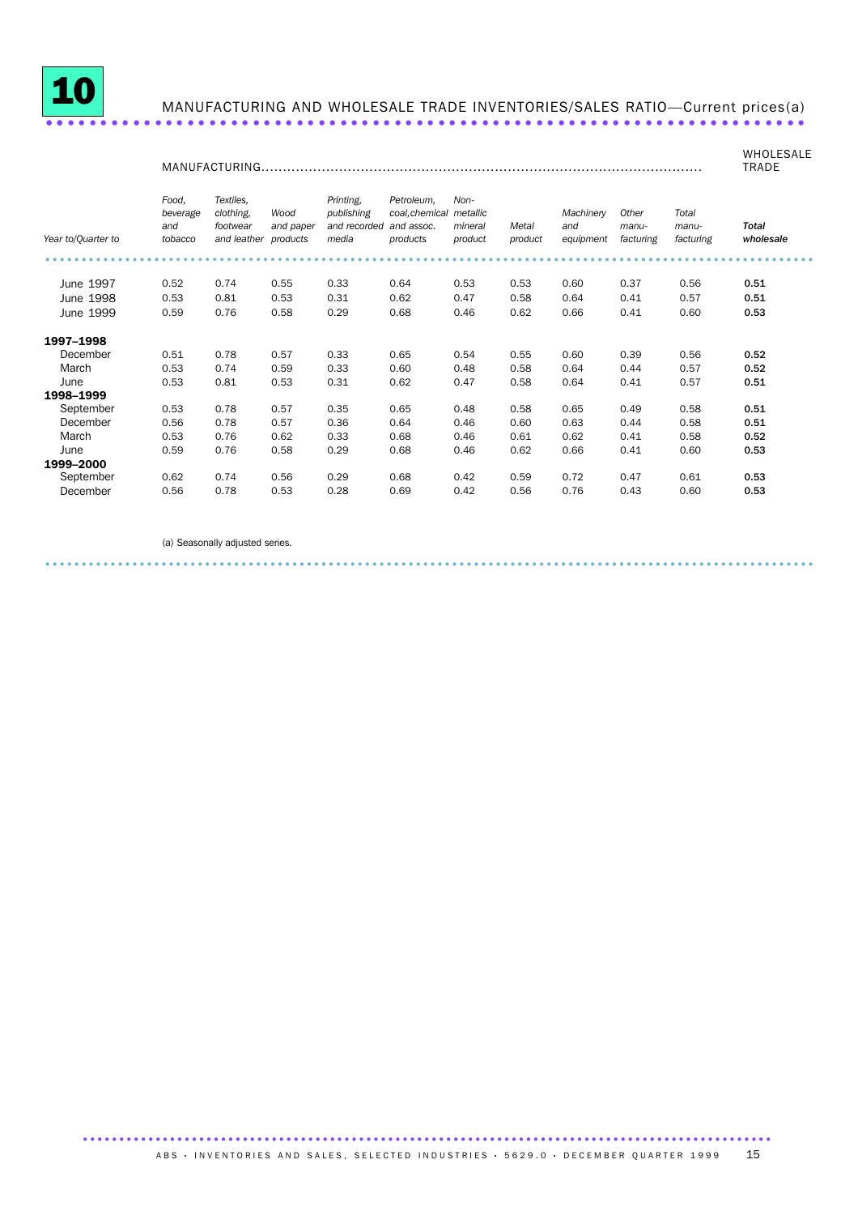# 10 MANUFACTURING AND WHOLESALE TRADE INVENTORIES/SALES RATIO—Current prices(a)

| | MANUFACTURING | | | | | | | | | | WHOLESALE TRADE |
|---|---|---|---|---|---|---|---|---|---|---|---|
| Year to/Quarter to | *Food, beverage and tobacco* | *Textiles, clothing, footwear and leather* | *Wood and paper products* | *Printing, publishing and recorded media* | *Petroleum, coal,chemical and assoc. products* | *Non-metallic mineral product* | *Metal product* | *Machinery and equipment* | *Other manu-facturing* | *Total manu-facturing* | ***Total wholesale*** |
| June 1997 | 0.52 | 0.74 | 0.55 | 0.33 | 0.64 | 0.53 | 0.53 | 0.60 | 0.37 | 0.56 | **0.51** |
| June 1998 | 0.53 | 0.81 | 0.53 | 0.31 | 0.62 | 0.47 | 0.58 | 0.64 | 0.41 | 0.57 | **0.51** |
| June 1999 | 0.59 | 0.76 | 0.58 | 0.29 | 0.68 | 0.46 | 0.62 | 0.66 | 0.41 | 0.60 | **0.53** |
| **1997–1998** | | | | | | | | | | | |
| December | 0.51 | 0.78 | 0.57 | 0.33 | 0.65 | 0.54 | 0.55 | 0.60 | 0.39 | 0.56 | **0.52** |
| March | 0.53 | 0.74 | 0.59 | 0.33 | 0.60 | 0.48 | 0.58 | 0.64 | 0.44 | 0.57 | **0.52** |
| June | 0.53 | 0.81 | 0.53 | 0.31 | 0.62 | 0.47 | 0.58 | 0.64 | 0.41 | 0.57 | **0.51** |
| **1998–1999** | | | | | | | | | | | |
| September | 0.53 | 0.78 | 0.57 | 0.35 | 0.65 | 0.48 | 0.58 | 0.65 | 0.49 | 0.58 | **0.51** |
| December | 0.56 | 0.78 | 0.57 | 0.36 | 0.64 | 0.46 | 0.60 | 0.63 | 0.44 | 0.58 | **0.51** |
| March | 0.53 | 0.76 | 0.62 | 0.33 | 0.68 | 0.46 | 0.61 | 0.62 | 0.41 | 0.58 | **0.52** |
| June | 0.59 | 0.76 | 0.58 | 0.29 | 0.68 | 0.46 | 0.62 | 0.66 | 0.41 | 0.60 | **0.53** |
| **1999–2000** | | | | | | | | | | | |
| September | 0.62 | 0.74 | 0.56 | 0.29 | 0.68 | 0.42 | 0.59 | 0.72 | 0.47 | 0.61 | **0.53** |
| December | 0.56 | 0.78 | 0.53 | 0.28 | 0.69 | 0.42 | 0.56 | 0.76 | 0.43 | 0.60 | **0.53** |

(a) Seasonally adjusted series.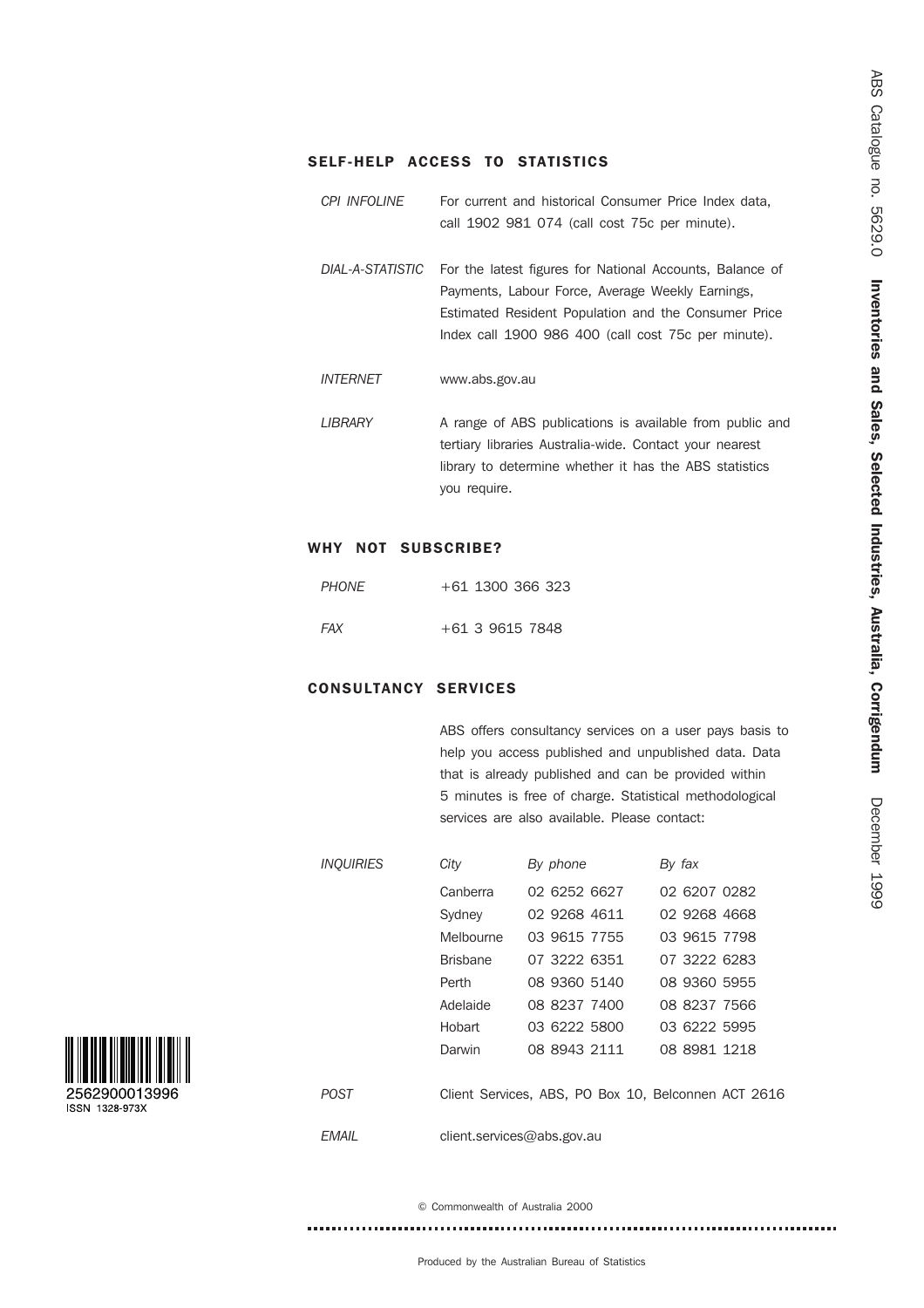## SELF-HELP ACCESS TO STATISTICS

| | |
|---|---|
| *CPI INFOLINE* | For current and historical Consumer Price Index data, call 1902 981 074 (call cost 75c per minute). |
| *DIAL-A-STATISTIC* | For the latest figures for National Accounts, Balance of Payments, Labour Force, Average Weekly Earnings, Estimated Resident Population and the Consumer Price Index call 1900 986 400 (call cost 75c per minute). |
| *INTERNET* | www.abs.gov.au |
| *LIBRARY* | A range of ABS publications is available from public and tertiary libraries Australia-wide. Contact your nearest library to determine whether it has the ABS statistics you require. |

## WHY NOT SUBSCRIBE?

| | |
|---|---|
| *PHONE* | +61 1300 366 323 |
| *FAX* | +61 3 9615 7848 |

## CONSULTANCY SERVICES

ABS offers consultancy services on a user pays basis to help you access published and unpublished data. Data that is already published and can be provided within 5 minutes is free of charge. Statistical methodological services are also available. Please contact:

| | | | |
|---|---|---|---|
| *INQUIRIES* | *City* | *By phone* | *By fax* |
| | Canberra | 02 6252 6627 | 02 6207 0282 |
| | Sydney | 02 9268 4611 | 02 9268 4668 |
| | Melbourne | 03 9615 7755 | 03 9615 7798 |
| | Brisbane | 07 3222 6351 | 07 3222 6283 |
| | Perth | 08 9360 5140 | 08 9360 5955 |
| | Adelaide | 08 8237 7400 | 08 8237 7566 |
| | Hobart | 03 6222 5800 | 03 6222 5995 |
| | Darwin | 08 8943 2111 | 08 8981 1218 |

| | |
|---|---|
| *POST* | Client Services, ABS, PO Box 10, Belconnen ACT 2616 |
| *EMAIL* | client.services@abs.gov.au |

2562900013996
ISSN 1328-973X

ABS Catalogue no. 5629.0 **Inventories and Sales, Selected Industries, Australia, Corrigendum** December 1999

© Commonwealth of Australia 2000

Produced by the Australian Bureau of Statistics